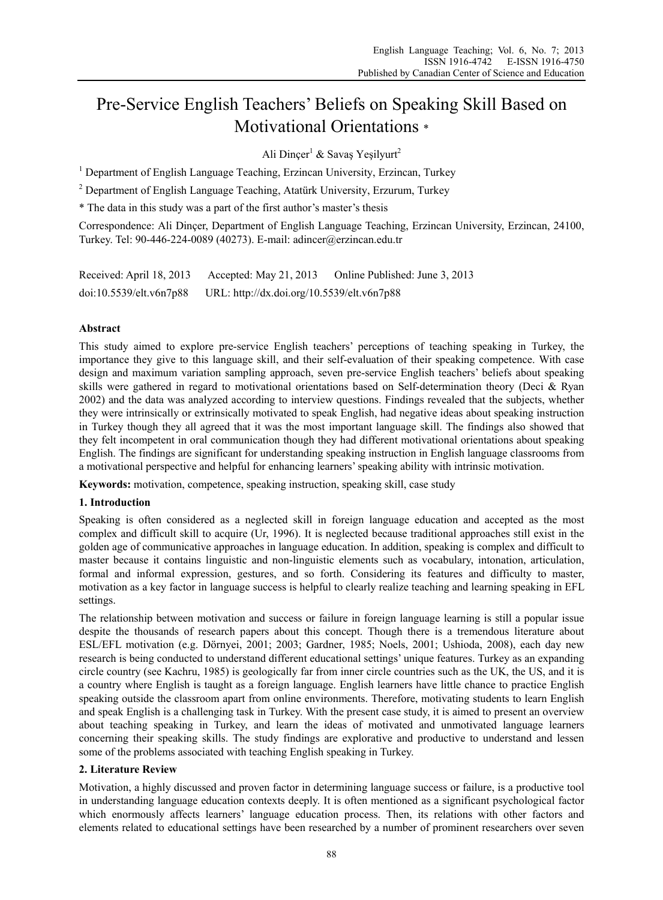# Pre-Service English Teachers' Beliefs on Speaking Skill Based on Motivational Orientations *

Ali Dinçer[1] & Savaş Yeşilyurt[2]

[1] Department of English Language Teaching, Erzincan University, Erzincan, Turkey

[2] Department of English Language Teaching, Atatürk University, Erzurum, Turkey

* The data in this study was a part of the first author's master's thesis

Correspondence: Ali Dinçer, Department of English Language Teaching, Erzincan University, Erzincan, 24100, Turkey. Tel: 90-446-224-0089 (40273). E-mail: adincer@erzincan.edu.tr

Received: April 18, 2013 Accepted: May 21, 2013 Online Published: June 3, 2013

doi:10.5539/elt.v6n7p88 URL: http://dx.doi.org/10.5539/elt.v6n7p88

## Abstract

This study aimed to explore pre-service English teachers' perceptions of teaching speaking in Turkey, the importance they give to this language skill, and their self-evaluation of their speaking competence. With case design and maximum variation sampling approach, seven pre-service English teachers' beliefs about speaking skills were gathered in regard to motivational orientations based on Self-determination theory (Deci & Ryan 2002) and the data was analyzed according to interview questions. Findings revealed that the subjects, whether they were intrinsically or extrinsically motivated to speak English, had negative ideas about speaking instruction in Turkey though they all agreed that it was the most important language skill. The findings also showed that they felt incompetent in oral communication though they had different motivational orientations about speaking English. The findings are significant for understanding speaking instruction in English language classrooms from a motivational perspective and helpful for enhancing learners' speaking ability with intrinsic motivation.

**Keywords:** motivation, competence, speaking instruction, speaking skill, case study

## 1. Introduction

Speaking is often considered as a neglected skill in foreign language education and accepted as the most complex and difficult skill to acquire (Ur, 1996). It is neglected because traditional approaches still exist in the golden age of communicative approaches in language education. In addition, speaking is complex and difficult to master because it contains linguistic and non-linguistic elements such as vocabulary, intonation, articulation, formal and informal expression, gestures, and so forth. Considering its features and difficulty to master, motivation as a key factor in language success is helpful to clearly realize teaching and learning speaking in EFL settings.

The relationship between motivation and success or failure in foreign language learning is still a popular issue despite the thousands of research papers about this concept. Though there is a tremendous literature about ESL/EFL motivation (e.g. Dörnyei, 2001; 2003; Gardner, 1985; Noels, 2001; Ushioda, 2008), each day new research is being conducted to understand different educational settings' unique features. Turkey as an expanding circle country (see Kachru, 1985) is geologically far from inner circle countries such as the UK, the US, and it is a country where English is taught as a foreign language. English learners have little chance to practice English speaking outside the classroom apart from online environments. Therefore, motivating students to learn English and speak English is a challenging task in Turkey. With the present case study, it is aimed to present an overview about teaching speaking in Turkey, and learn the ideas of motivated and unmotivated language learners concerning their speaking skills. The study findings are explorative and productive to understand and lessen some of the problems associated with teaching English speaking in Turkey.

## 2. Literature Review

Motivation, a highly discussed and proven factor in determining language success or failure, is a productive tool in understanding language education contexts deeply. It is often mentioned as a significant psychological factor which enormously affects learners' language education process. Then, its relations with other factors and elements related to educational settings have been researched by a number of prominent researchers over seven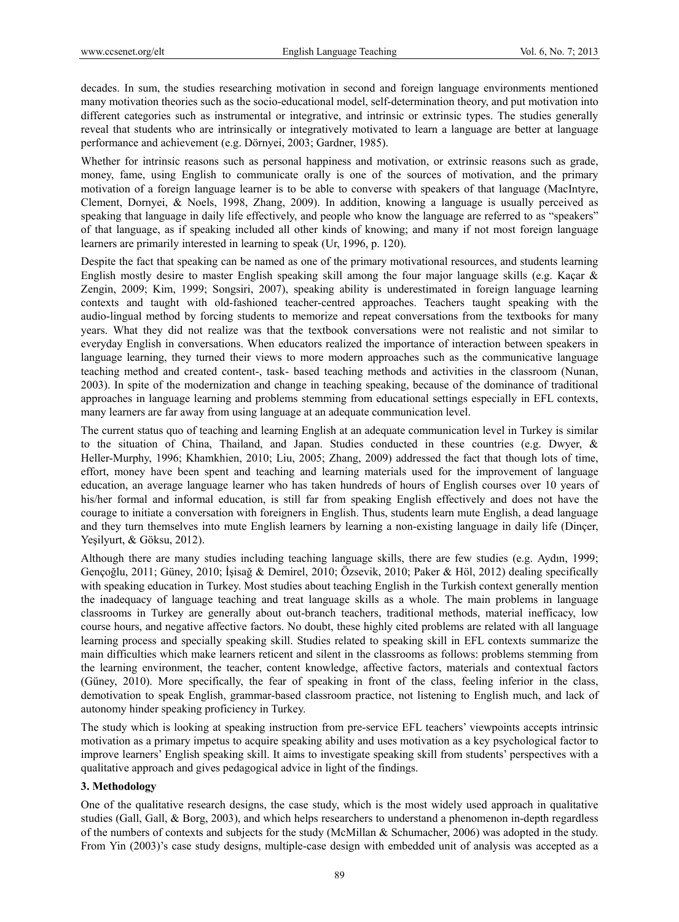decades. In sum, the studies researching motivation in second and foreign language environments mentioned many motivation theories such as the socio-educational model, self-determination theory, and put motivation into different categories such as instrumental or integrative, and intrinsic or extrinsic types. The studies generally reveal that students who are intrinsically or integratively motivated to learn a language are better at language performance and achievement (e.g. Dörnyei, 2003; Gardner, 1985).

Whether for intrinsic reasons such as personal happiness and motivation, or extrinsic reasons such as grade, money, fame, using English to communicate orally is one of the sources of motivation, and the primary motivation of a foreign language learner is to be able to converse with speakers of that language (MacIntyre, Clement, Dornyei, & Noels, 1998, Zhang, 2009). In addition, knowing a language is usually perceived as speaking that language in daily life effectively, and people who know the language are referred to as "speakers" of that language, as if speaking included all other kinds of knowing; and many if not most foreign language learners are primarily interested in learning to speak (Ur, 1996, p. 120).

Despite the fact that speaking can be named as one of the primary motivational resources, and students learning English mostly desire to master English speaking skill among the four major language skills (e.g. Kaçar & Zengin, 2009; Kim, 1999; Songsiri, 2007), speaking ability is underestimated in foreign language learning contexts and taught with old-fashioned teacher-centred approaches. Teachers taught speaking with the audio-lingual method by forcing students to memorize and repeat conversations from the textbooks for many years. What they did not realize was that the textbook conversations were not realistic and not similar to everyday English in conversations. When educators realized the importance of interaction between speakers in language learning, they turned their views to more modern approaches such as the communicative language teaching method and created content-, task- based teaching methods and activities in the classroom (Nunan, 2003). In spite of the modernization and change in teaching speaking, because of the dominance of traditional approaches in language learning and problems stemming from educational settings especially in EFL contexts, many learners are far away from using language at an adequate communication level.

The current status quo of teaching and learning English at an adequate communication level in Turkey is similar to the situation of China, Thailand, and Japan. Studies conducted in these countries (e.g. Dwyer, & Heller-Murphy, 1996; Khamkhien, 2010; Liu, 2005; Zhang, 2009) addressed the fact that though lots of time, effort, money have been spent and teaching and learning materials used for the improvement of language education, an average language learner who has taken hundreds of hours of English courses over 10 years of his/her formal and informal education, is still far from speaking English effectively and does not have the courage to initiate a conversation with foreigners in English. Thus, students learn mute English, a dead language and they turn themselves into mute English learners by learning a non-existing language in daily life (Dinçer, Yeşilyurt, & Göksu, 2012).

Although there are many studies including teaching language skills, there are few studies (e.g. Aydın, 1999; Gençoğlu, 2011; Güney, 2010; İşisağ & Demirel, 2010; Özsevik, 2010; Paker & Höl, 2012) dealing specifically with speaking education in Turkey. Most studies about teaching English in the Turkish context generally mention the inadequacy of language teaching and treat language skills as a whole. The main problems in language classrooms in Turkey are generally about out-branch teachers, traditional methods, material inefficacy, low course hours, and negative affective factors. No doubt, these highly cited problems are related with all language learning process and specially speaking skill. Studies related to speaking skill in EFL contexts summarize the main difficulties which make learners reticent and silent in the classrooms as follows: problems stemming from the learning environment, the teacher, content knowledge, affective factors, materials and contextual factors (Güney, 2010). More specifically, the fear of speaking in front of the class, feeling inferior in the class, demotivation to speak English, grammar-based classroom practice, not listening to English much, and lack of autonomy hinder speaking proficiency in Turkey.

The study which is looking at speaking instruction from pre-service EFL teachers' viewpoints accepts intrinsic motivation as a primary impetus to acquire speaking ability and uses motivation as a key psychological factor to improve learners' English speaking skill. It aims to investigate speaking skill from students' perspectives with a qualitative approach and gives pedagogical advice in light of the findings.

## 3. Methodology

One of the qualitative research designs, the case study, which is the most widely used approach in qualitative studies (Gall, Gall, & Borg, 2003), and which helps researchers to understand a phenomenon in-depth regardless of the numbers of contexts and subjects for the study (McMillan & Schumacher, 2006) was adopted in the study. From Yin (2003)'s case study designs, multiple-case design with embedded unit of analysis was accepted as a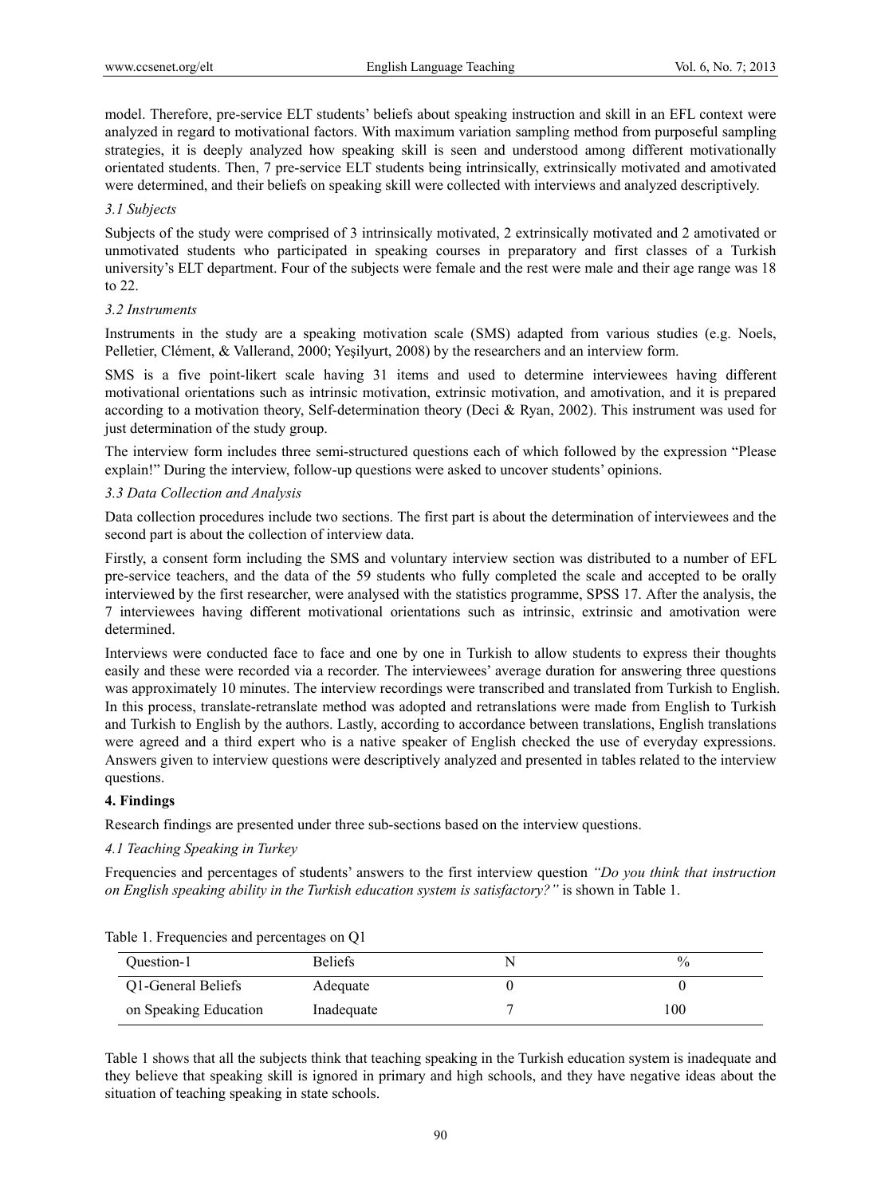model. Therefore, pre-service ELT students' beliefs about speaking instruction and skill in an EFL context were analyzed in regard to motivational factors. With maximum variation sampling method from purposeful sampling strategies, it is deeply analyzed how speaking skill is seen and understood among different motivationally orientated students. Then, 7 pre-service ELT students being intrinsically, extrinsically motivated and amotivated were determined, and their beliefs on speaking skill were collected with interviews and analyzed descriptively.

### *3.1 Subjects*

Subjects of the study were comprised of 3 intrinsically motivated, 2 extrinsically motivated and 2 amotivated or unmotivated students who participated in speaking courses in preparatory and first classes of a Turkish university's ELT department. Four of the subjects were female and the rest were male and their age range was 18 to 22.

### *3.2 Instruments*

Instruments in the study are a speaking motivation scale (SMS) adapted from various studies (e.g. Noels, Pelletier, Clément, & Vallerand, 2000; Yeşilyurt, 2008) by the researchers and an interview form.

SMS is a five point-likert scale having 31 items and used to determine interviewees having different motivational orientations such as intrinsic motivation, extrinsic motivation, and amotivation, and it is prepared according to a motivation theory, Self-determination theory (Deci & Ryan, 2002). This instrument was used for just determination of the study group.

The interview form includes three semi-structured questions each of which followed by the expression "Please explain!" During the interview, follow-up questions were asked to uncover students' opinions.

### *3.3 Data Collection and Analysis*

Data collection procedures include two sections. The first part is about the determination of interviewees and the second part is about the collection of interview data.

Firstly, a consent form including the SMS and voluntary interview section was distributed to a number of EFL pre-service teachers, and the data of the 59 students who fully completed the scale and accepted to be orally interviewed by the first researcher, were analysed with the statistics programme, SPSS 17. After the analysis, the 7 interviewees having different motivational orientations such as intrinsic, extrinsic and amotivation were determined.

Interviews were conducted face to face and one by one in Turkish to allow students to express their thoughts easily and these were recorded via a recorder. The interviewees' average duration for answering three questions was approximately 10 minutes. The interview recordings were transcribed and translated from Turkish to English. In this process, translate-retranslate method was adopted and retranslations were made from English to Turkish and Turkish to English by the authors. Lastly, according to accordance between translations, English translations were agreed and a third expert who is a native speaker of English checked the use of everyday expressions. Answers given to interview questions were descriptively analyzed and presented in tables related to the interview questions.

## 4. Findings

Research findings are presented under three sub-sections based on the interview questions.

### *4.1 Teaching Speaking in Turkey*

Frequencies and percentages of students' answers to the first interview question *"Do you think that instruction on English speaking ability in the Turkish education system is satisfactory?"* is shown in Table 1.

Table 1. Frequencies and percentages on Q1

| Question-1 | Beliefs | N | % |
|---|---|---|---|
| Q1-General Beliefs on Speaking Education | Adequate | 0 | 0 |
| | Inadequate | 7 | 100 |

Table 1 shows that all the subjects think that teaching speaking in the Turkish education system is inadequate and they believe that speaking skill is ignored in primary and high schools, and they have negative ideas about the situation of teaching speaking in state schools.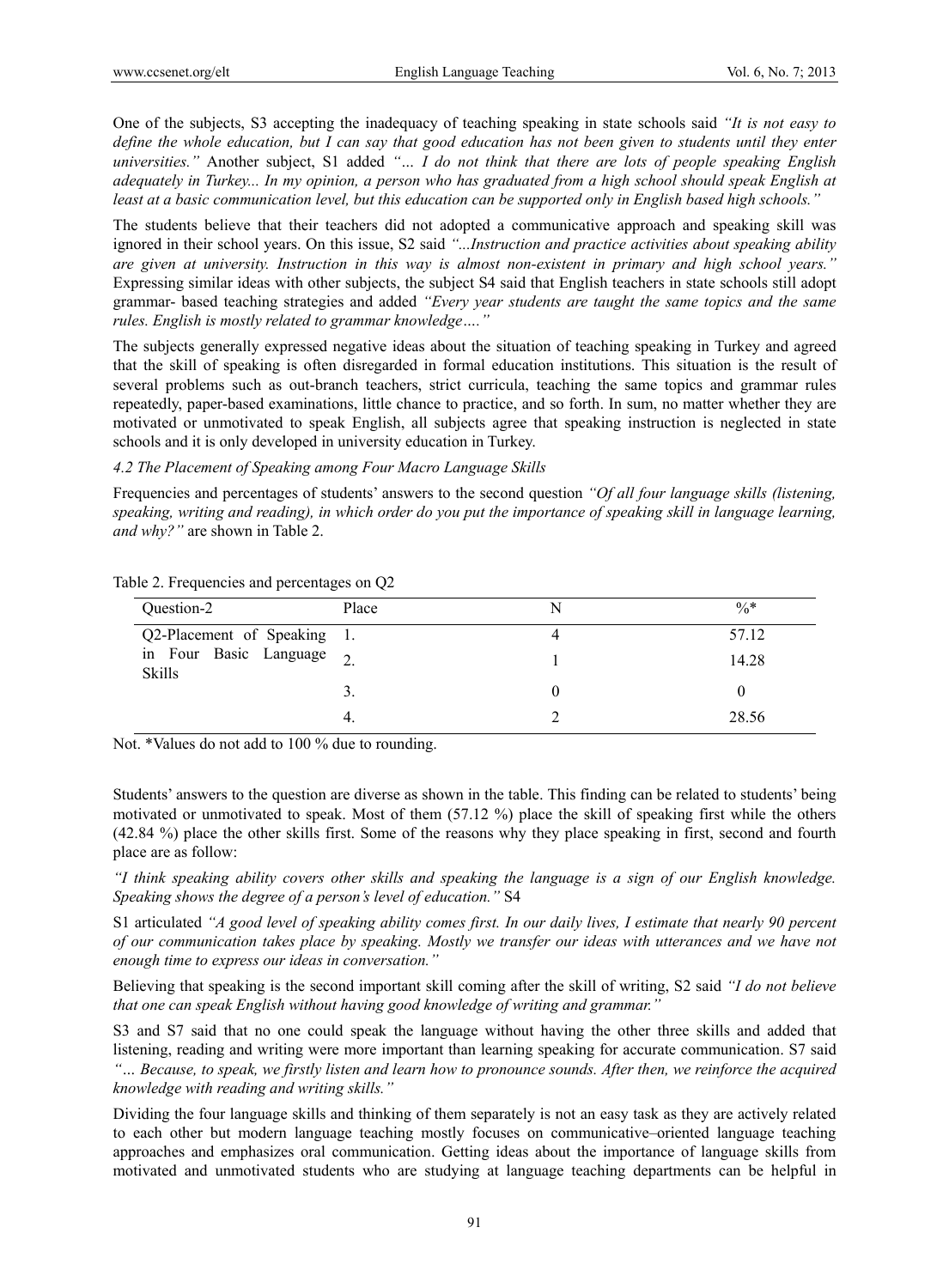One of the subjects, S3 accepting the inadequacy of teaching speaking in state schools said *"It is not easy to define the whole education, but I can say that good education has not been given to students until they enter universities."* Another subject, S1 added *"… I do not think that there are lots of people speaking English adequately in Turkey... In my opinion, a person who has graduated from a high school should speak English at least at a basic communication level, but this education can be supported only in English based high schools."*

The students believe that their teachers did not adopted a communicative approach and speaking skill was ignored in their school years. On this issue, S2 said *"...Instruction and practice activities about speaking ability are given at university. Instruction in this way is almost non-existent in primary and high school years."* Expressing similar ideas with other subjects, the subject S4 said that English teachers in state schools still adopt grammar- based teaching strategies and added *"Every year students are taught the same topics and the same rules. English is mostly related to grammar knowledge…."*

The subjects generally expressed negative ideas about the situation of teaching speaking in Turkey and agreed that the skill of speaking is often disregarded in formal education institutions. This situation is the result of several problems such as out-branch teachers, strict curricula, teaching the same topics and grammar rules repeatedly, paper-based examinations, little chance to practice, and so forth. In sum, no matter whether they are motivated or unmotivated to speak English, all subjects agree that speaking instruction is neglected in state schools and it is only developed in university education in Turkey.

### *4.2 The Placement of Speaking among Four Macro Language Skills*

Frequencies and percentages of students' answers to the second question *"Of all four language skills (listening, speaking, writing and reading), in which order do you put the importance of speaking skill in language learning, and why?"* are shown in Table 2.

Table 2. Frequencies and percentages on Q2

| Question-2 | Place | N | %* |
|---|---|---|---|
| Q2-Placement of Speaking in Four Basic Language Skills | 1. | 4 | 57.12 |
| | 2. | 1 | 14.28 |
| | 3. | 0 | 0 |
| | 4. | 2 | 28.56 |

Not. *Values do not add to 100 % due to rounding.

Students' answers to the question are diverse as shown in the table. This finding can be related to students' being motivated or unmotivated to speak. Most of them (57.12 %) place the skill of speaking first while the others (42.84 %) place the other skills first. Some of the reasons why they place speaking in first, second and fourth place are as follow:

*"I think speaking ability covers other skills and speaking the language is a sign of our English knowledge. Speaking shows the degree of a person's level of education."* S4

S1 articulated *"A good level of speaking ability comes first. In our daily lives, I estimate that nearly 90 percent of our communication takes place by speaking. Mostly we transfer our ideas with utterances and we have not enough time to express our ideas in conversation."*

Believing that speaking is the second important skill coming after the skill of writing, S2 said *"I do not believe that one can speak English without having good knowledge of writing and grammar."*

S3 and S7 said that no one could speak the language without having the other three skills and added that listening, reading and writing were more important than learning speaking for accurate communication. S7 said *"… Because, to speak, we firstly listen and learn how to pronounce sounds. After then, we reinforce the acquired knowledge with reading and writing skills."*

Dividing the four language skills and thinking of them separately is not an easy task as they are actively related to each other but modern language teaching mostly focuses on communicative–oriented language teaching approaches and emphasizes oral communication. Getting ideas about the importance of language skills from motivated and unmotivated students who are studying at language teaching departments can be helpful in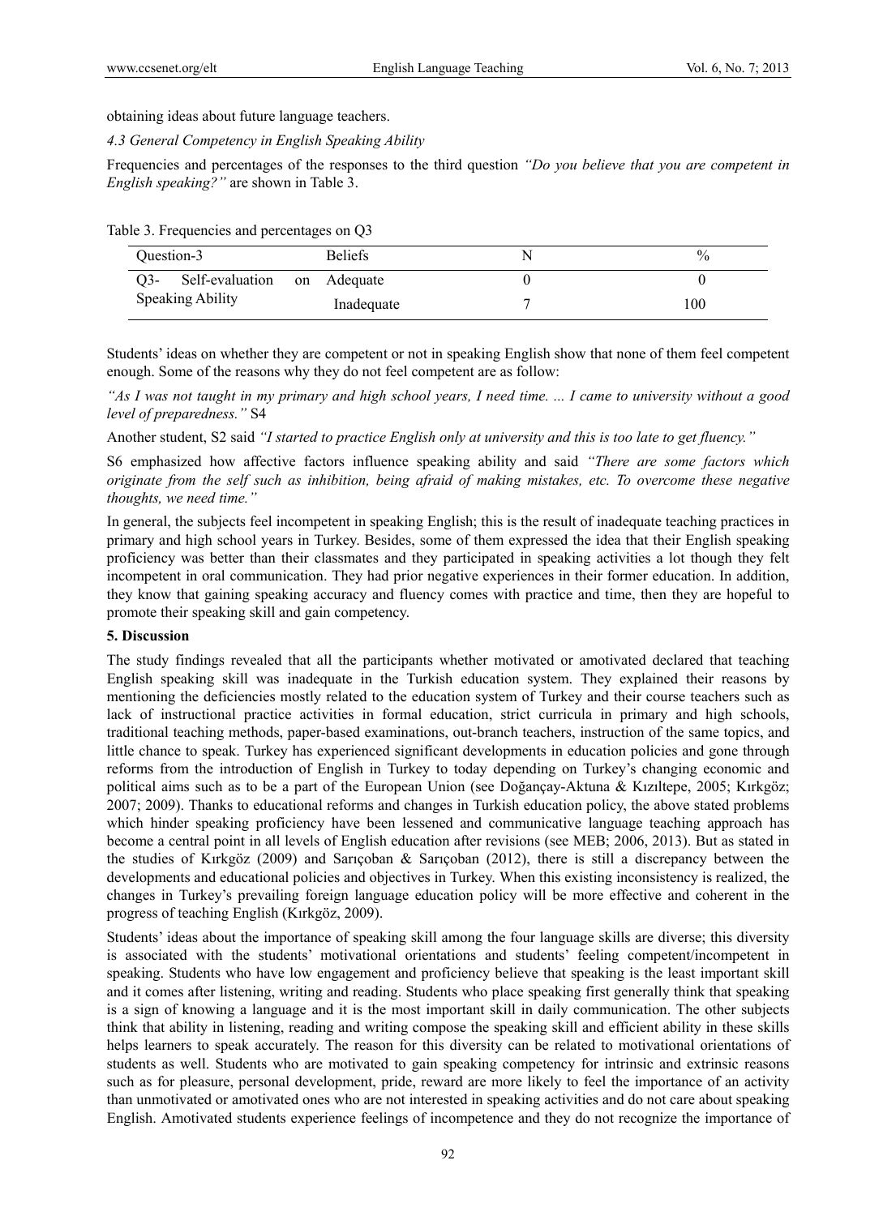obtaining ideas about future language teachers.

*4.3 General Competency in English Speaking Ability*

Frequencies and percentages of the responses to the third question *"Do you believe that you are competent in English speaking?"* are shown in Table 3.

Table 3. Frequencies and percentages on Q3

| Question-3 | Beliefs | N | % |
|---|---|---|---|
| Q3- Self-evaluation on Speaking Ability | Adequate | 0 | 0 |
| | Inadequate | 7 | 100 |

Students' ideas on whether they are competent or not in speaking English show that none of them feel competent enough. Some of the reasons why they do not feel competent are as follow:

*"As I was not taught in my primary and high school years, I need time. ... I came to university without a good level of preparedness."* S4

Another student, S2 said *"I started to practice English only at university and this is too late to get fluency."*

S6 emphasized how affective factors influence speaking ability and said *"There are some factors which originate from the self such as inhibition, being afraid of making mistakes, etc. To overcome these negative thoughts, we need time."*

In general, the subjects feel incompetent in speaking English; this is the result of inadequate teaching practices in primary and high school years in Turkey. Besides, some of them expressed the idea that their English speaking proficiency was better than their classmates and they participated in speaking activities a lot though they felt incompetent in oral communication. They had prior negative experiences in their former education. In addition, they know that gaining speaking accuracy and fluency comes with practice and time, then they are hopeful to promote their speaking skill and gain competency.

## 5. Discussion

The study findings revealed that all the participants whether motivated or amotivated declared that teaching English speaking skill was inadequate in the Turkish education system. They explained their reasons by mentioning the deficiencies mostly related to the education system of Turkey and their course teachers such as lack of instructional practice activities in formal education, strict curricula in primary and high schools, traditional teaching methods, paper-based examinations, out-branch teachers, instruction of the same topics, and little chance to speak. Turkey has experienced significant developments in education policies and gone through reforms from the introduction of English in Turkey to today depending on Turkey's changing economic and political aims such as to be a part of the European Union (see Doğançay-Aktuna & Kızıltepe, 2005; Kırkgöz; 2007; 2009). Thanks to educational reforms and changes in Turkish education policy, the above stated problems which hinder speaking proficiency have been lessened and communicative language teaching approach has become a central point in all levels of English education after revisions (see MEB; 2006, 2013). But as stated in the studies of Kırkgöz (2009) and Sarıçoban & Sarıçoban (2012), there is still a discrepancy between the developments and educational policies and objectives in Turkey. When this existing inconsistency is realized, the changes in Turkey's prevailing foreign language education policy will be more effective and coherent in the progress of teaching English (Kırkgöz, 2009).

Students' ideas about the importance of speaking skill among the four language skills are diverse; this diversity is associated with the students' motivational orientations and students' feeling competent/incompetent in speaking. Students who have low engagement and proficiency believe that speaking is the least important skill and it comes after listening, writing and reading. Students who place speaking first generally think that speaking is a sign of knowing a language and it is the most important skill in daily communication. The other subjects think that ability in listening, reading and writing compose the speaking skill and efficient ability in these skills helps learners to speak accurately. The reason for this diversity can be related to motivational orientations of students as well. Students who are motivated to gain speaking competency for intrinsic and extrinsic reasons such as for pleasure, personal development, pride, reward are more likely to feel the importance of an activity than unmotivated or amotivated ones who are not interested in speaking activities and do not care about speaking English. Amotivated students experience feelings of incompetence and they do not recognize the importance of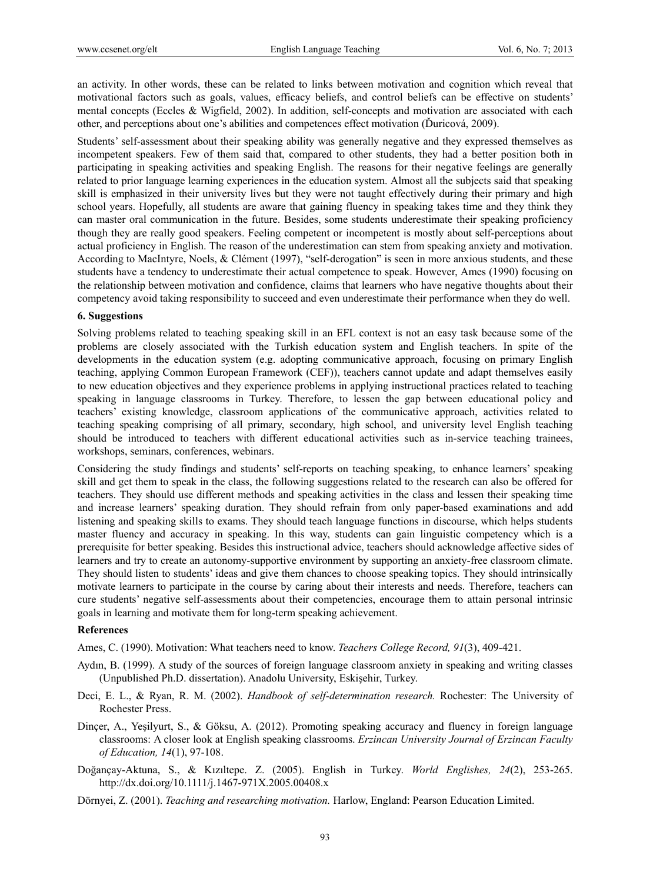an activity. In other words, these can be related to links between motivation and cognition which reveal that motivational factors such as goals, values, efficacy beliefs, and control beliefs can be effective on students' mental concepts (Eccles & Wigfield, 2002). In addition, self-concepts and motivation are associated with each other, and perceptions about one's abilities and competences effect motivation (Ďuricová, 2009).

Students' self-assessment about their speaking ability was generally negative and they expressed themselves as incompetent speakers. Few of them said that, compared to other students, they had a better position both in participating in speaking activities and speaking English. The reasons for their negative feelings are generally related to prior language learning experiences in the education system. Almost all the subjects said that speaking skill is emphasized in their university lives but they were not taught effectively during their primary and high school years. Hopefully, all students are aware that gaining fluency in speaking takes time and they think they can master oral communication in the future. Besides, some students underestimate their speaking proficiency though they are really good speakers. Feeling competent or incompetent is mostly about self-perceptions about actual proficiency in English. The reason of the underestimation can stem from speaking anxiety and motivation. According to MacIntyre, Noels, & Clément (1997), "self-derogation" is seen in more anxious students, and these students have a tendency to underestimate their actual competence to speak. However, Ames (1990) focusing on the relationship between motivation and confidence, claims that learners who have negative thoughts about their competency avoid taking responsibility to succeed and even underestimate their performance when they do well.

## 6. Suggestions

Solving problems related to teaching speaking skill in an EFL context is not an easy task because some of the problems are closely associated with the Turkish education system and English teachers. In spite of the developments in the education system (e.g. adopting communicative approach, focusing on primary English teaching, applying Common European Framework (CEF)), teachers cannot update and adapt themselves easily to new education objectives and they experience problems in applying instructional practices related to teaching speaking in language classrooms in Turkey. Therefore, to lessen the gap between educational policy and teachers' existing knowledge, classroom applications of the communicative approach, activities related to teaching speaking comprising of all primary, secondary, high school, and university level English teaching should be introduced to teachers with different educational activities such as in-service teaching trainees, workshops, seminars, conferences, webinars.

Considering the study findings and students' self-reports on teaching speaking, to enhance learners' speaking skill and get them to speak in the class, the following suggestions related to the research can also be offered for teachers. They should use different methods and speaking activities in the class and lessen their speaking time and increase learners' speaking duration. They should refrain from only paper-based examinations and add listening and speaking skills to exams. They should teach language functions in discourse, which helps students master fluency and accuracy in speaking. In this way, students can gain linguistic competency which is a prerequisite for better speaking. Besides this instructional advice, teachers should acknowledge affective sides of learners and try to create an autonomy-supportive environment by supporting an anxiety-free classroom climate. They should listen to students' ideas and give them chances to choose speaking topics. They should intrinsically motivate learners to participate in the course by caring about their interests and needs. Therefore, teachers can cure students' negative self-assessments about their competencies, encourage them to attain personal intrinsic goals in learning and motivate them for long-term speaking achievement.

## References

Ames, C. (1990). Motivation: What teachers need to know. *Teachers College Record, 91*(3), 409-421.

Aydın, B. (1999). A study of the sources of foreign language classroom anxiety in speaking and writing classes (Unpublished Ph.D. dissertation). Anadolu University, Eskişehir, Turkey.

Deci, E. L., & Ryan, R. M. (2002). *Handbook of self-determination research.* Rochester: The University of Rochester Press.

Dinçer, A., Yeşilyurt, S., & Göksu, A. (2012). Promoting speaking accuracy and fluency in foreign language classrooms: A closer look at English speaking classrooms. *Erzincan University Journal of Erzincan Faculty of Education, 14*(1), 97-108.

Doğançay-Aktuna, S., & Kızıltepe. Z. (2005). English in Turkey. *World Englishes, 24*(2), 253-265. http://dx.doi.org/10.1111/j.1467-971X.2005.00408.x

Dörnyei, Z. (2001). *Teaching and researching motivation.* Harlow, England: Pearson Education Limited.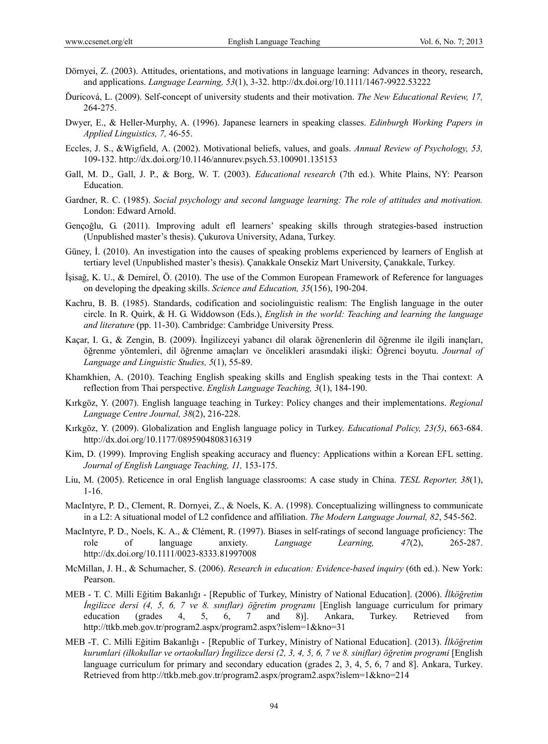Dörnyei, Z. (2003). Attitudes, orientations, and motivations in language learning: Advances in theory, research, and applications. *Language Learning, 53*(1), 3-32. http://dx.doi.org/10.1111/1467-9922.53222

Ďuricová, L. (2009). Self-concept of university students and their motivation. *The New Educational Review, 17,* 264-275.

Dwyer, E., & Heller-Murphy, A. (1996). Japanese learners in speaking classes. *Edinburgh Working Papers in Applied Linguistics, 7,* 46-55.

Eccles, J. S., &Wigfield, A. (2002). Motivational beliefs, values, and goals. *Annual Review of Psychology, 53,* 109-132. http://dx.doi.org/10.1146/annurev.psych.53.100901.135153

Gall, M. D., Gall, J. P., & Borg, W. T. (2003). *Educational research* (7th ed.). White Plains, NY: Pearson Education.

Gardner, R. C. (1985). *Social psychology and second language learning: The role of attitudes and motivation.* London: Edward Arnold.

Gençoğlu, G. (2011). Improving adult efl learners' speaking skills through strategies-based instruction (Unpublished master's thesis). Çukurova University, Adana, Turkey.

Güney, İ. (2010). An investigation into the causes of speaking problems experienced by learners of English at tertiary level (Unpublished master's thesis). Çanakkale Onsekiz Mart University, Çanakkale, Turkey.

İşisağ, K. U., & Demirel, Ö. (2010). The use of the Common European Framework of Reference for languages on developing the dpeaking skills. *Science and Education, 35*(156), 190-204.

Kachru, B. B. (1985). Standards, codification and sociolinguistic realism: The English language in the outer circle. In R. Quirk, & H. G. Widdowson (Eds.), *English in the world: Teaching and learning the language and literature* (pp. 11-30). Cambridge: Cambridge University Press.

Kaçar, I. G., & Zengin, B. (2009). İngilizceyi yabancı dil olarak öğrenenlerin dil öğrenme ile ilgili inançları, öğrenme yöntemleri, dil öğrenme amaçları ve öncelikleri arasındaki ilişki: Öğrenci boyutu. *Journal of Language and Linguistic Studies, 5*(1), 55-89.

Khamkhien, A. (2010). Teaching English speaking skills and English speaking tests in the Thai context: A reflection from Thai perspective. *English Language Teaching, 3*(1), 184-190.

Kırkgöz, Y. (2007). English language teaching in Turkey: Policy changes and their implementations. *Regional Language Centre Journal, 38*(2), 216-228.

Kırkgöz, Y. (2009). Globalization and English language policy in Turkey. *Educational Policy, 23(5)*, 663-684. http://dx.doi.org/10.1177/0895904808316319

Kim, D. (1999). Improving English speaking accuracy and fluency: Applications within a Korean EFL setting. *Journal of English Language Teaching, 11,* 153-175.

Liu, M. (2005). Reticence in oral English language classrooms: A case study in China. *TESL Reporter, 38*(1), 1-16.

MacIntyre, P. D., Clement, R. Dornyei, Z., & Noels, K. A. (1998). Conceptualizing willingness to communicate in a L2: A situational model of L2 confidence and affiliation. *The Modern Language Journal, 82*, 545-562.

MacIntyre, P. D., Noels, K. A., & Clément, R. (1997). Biases in self-ratings of second language proficiency: The role of language anxiety. *Language Learning, 47*(2), 265-287. http://dx.doi.org/10.1111/0023-8333.81997008

McMillan, J. H., & Schumacher, S. (2006). *Research in education: Evidence-based inquiry* (6th ed.). New York: Pearson.

MEB - T. C. Milli Eğitim Bakanlığı - [Republic of Turkey, Ministry of National Education]. (2006). *İlköğretim İngilizce dersi (4, 5, 6, 7 ve 8. sınıflar) öğretim programı* [English language curriculum for primary education (grades 4, 5, 6, 7 and 8)]. Ankara, Turkey. Retrieved from http://ttkb.meb.gov.tr/program2.aspx/program2.aspx?islem=1&kno=31

MEB -T. C. Milli Eğitim Bakanlığı - [Republic of Turkey, Ministry of National Education]. (2013). *İlköğretim kurumlari (ilkokullar ve ortaokullar) İngilizce dersi (2, 3, 4, 5, 6, 7 ve 8. siniflar) öğretim programi* [English language curriculum for primary and secondary education (grades 2, 3, 4, 5, 6, 7 and 8]. Ankara, Turkey. Retrieved from http://ttkb.meb.gov.tr/program2.aspx/program2.aspx?islem=1&kno=214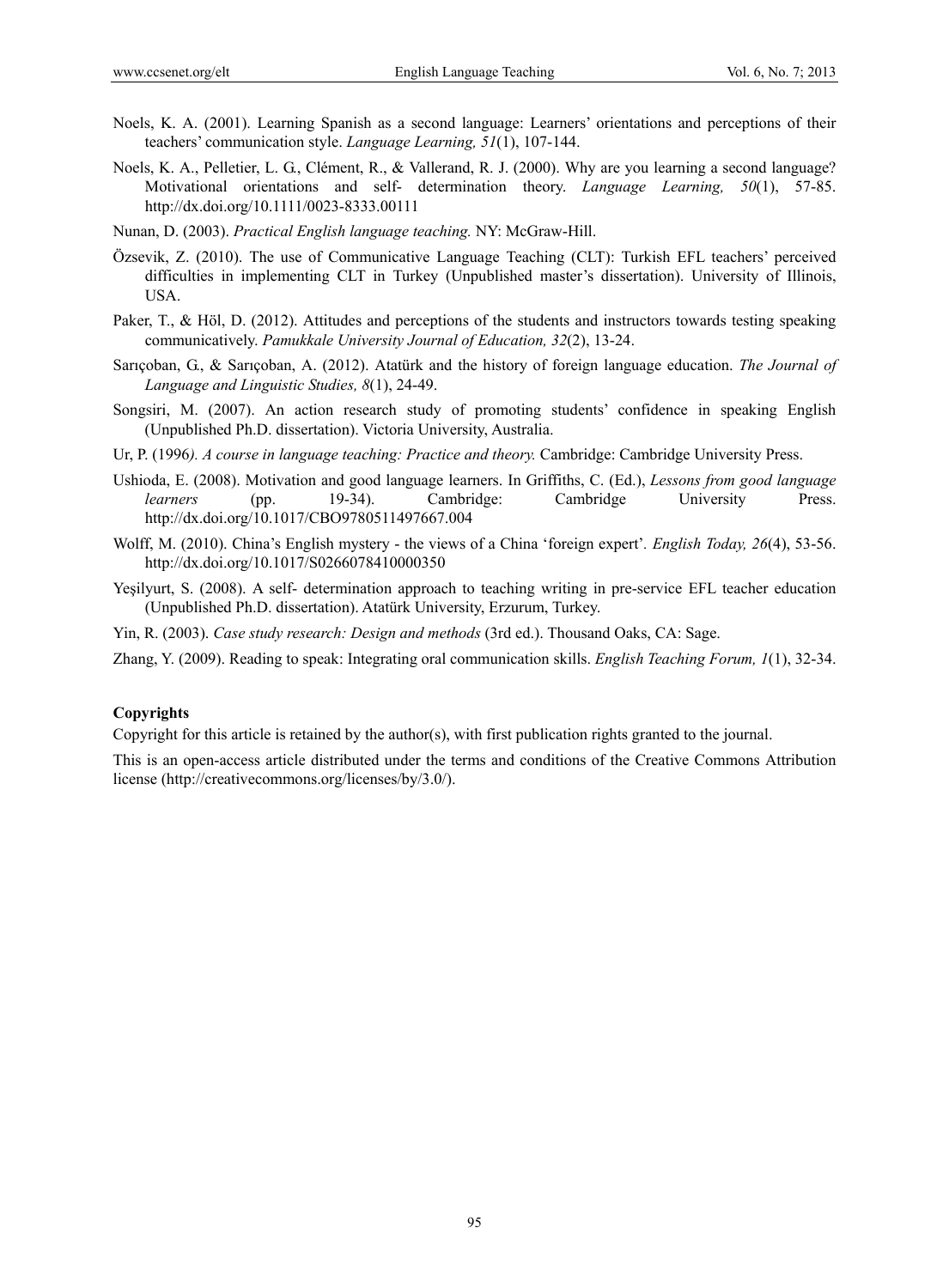Noels, K. A. (2001). Learning Spanish as a second language: Learners' orientations and perceptions of their teachers' communication style. *Language Learning, 51*(1), 107-144.

Noels, K. A., Pelletier, L. G., Clément, R., & Vallerand, R. J. (2000). Why are you learning a second language? Motivational orientations and self- determination theory. *Language Learning, 50*(1), 57-85. http://dx.doi.org/10.1111/0023-8333.00111

Nunan, D. (2003). *Practical English language teaching.* NY: McGraw-Hill.

Özsevik, Z. (2010). The use of Communicative Language Teaching (CLT): Turkish EFL teachers' perceived difficulties in implementing CLT in Turkey (Unpublished master's dissertation). University of Illinois, USA.

Paker, T., & Höl, D. (2012). Attitudes and perceptions of the students and instructors towards testing speaking communicatively. *Pamukkale University Journal of Education, 32*(2), 13-24.

Sarıçoban, G., & Sarıçoban, A. (2012). Atatürk and the history of foreign language education. *The Journal of Language and Linguistic Studies, 8*(1), 24-49.

Songsiri, M. (2007). An action research study of promoting students' confidence in speaking English (Unpublished Ph.D. dissertation). Victoria University, Australia.

Ur, P. (1996*). A course in language teaching: Practice and theory.* Cambridge: Cambridge University Press.

Ushioda, E. (2008). Motivation and good language learners. In Griffiths, C. (Ed.), *Lessons from good language learners* (pp. 19-34). Cambridge: Cambridge University Press. http://dx.doi.org/10.1017/CBO9780511497667.004

Wolff, M. (2010). China's English mystery - the views of a China 'foreign expert'. *English Today, 26*(4), 53-56. http://dx.doi.org/10.1017/S0266078410000350

Yeşilyurt, S. (2008). A self- determination approach to teaching writing in pre-service EFL teacher education (Unpublished Ph.D. dissertation). Atatürk University, Erzurum, Turkey.

Yin, R. (2003). *Case study research: Design and methods* (3rd ed.). Thousand Oaks, CA: Sage.

Zhang, Y. (2009). Reading to speak: Integrating oral communication skills. *English Teaching Forum, 1*(1), 32-34.

**Copyrights**

Copyright for this article is retained by the author(s), with first publication rights granted to the journal.

This is an open-access article distributed under the terms and conditions of the Creative Commons Attribution license (http://creativecommons.org/licenses/by/3.0/).